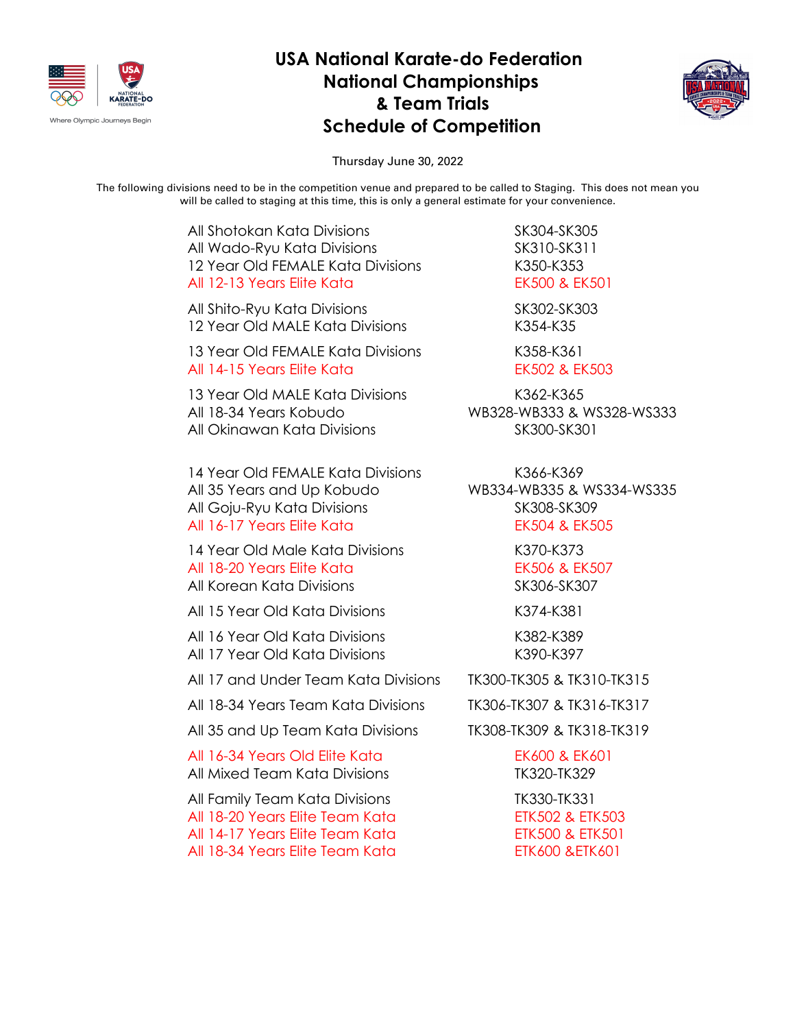# USA National Karate-do Federation National Championships & Team Trials Schedule of Competition

Thursday June 30, 2022

The following divisions need to be in the competition venue and prepared to be called to Staging. This does not mean you will be called to staging at this time, this is only a general estimate for your convenience.

| Division | Codes |
|---|---|
| All Shotokan Kata Divisions | SK304-SK305 |
| All Wado-Ryu Kata Divisions | SK310-SK311 |
| 12 Year Old FEMALE Kata Divisions | K350-K353 |
| All 12-13 Years Elite Kata | EK500 & EK501 |
| | |
| All Shito-Ryu Kata Divisions | SK302-SK303 |
| 12 Year Old MALE Kata Divisions | K354-K35 |
| | |
| 13 Year Old FEMALE Kata Divisions | K358-K361 |
| All 14-15 Years Elite Kata | EK502 & EK503 |
| | |
| 13 Year Old MALE Kata Divisions | K362-K365 |
| All 18-34 Years Kobudo | WB328-WB333 & WS328-WS333 |
| All Okinawan Kata Divisions | SK300-SK301 |
| | |
| 14 Year Old FEMALE Kata Divisions | K366-K369 |
| All 35 Years and Up Kobudo | WB334-WB335 & WS334-WS335 |
| All Goju-Ryu Kata Divisions | SK308-SK309 |
| All 16-17 Years Elite Kata | EK504 & EK505 |
| | |
| 14 Year Old Male Kata Divisions | K370-K373 |
| All 18-20 Years Elite Kata | EK506 & EK507 |
| All Korean Kata Divisions | SK306-SK307 |
| | |
| All 15 Year Old Kata Divisions | K374-K381 |
| | |
| All 16 Year Old Kata Divisions | K382-K389 |
| All 17 Year Old Kata Divisions | K390-K397 |
| | |
| All 17 and Under Team Kata Divisions | TK300-TK305 & TK310-TK315 |
| | |
| All 18-34 Years Team Kata Divisions | TK306-TK307 & TK316-TK317 |
| | |
| All 35 and Up Team Kata Divisions | TK308-TK309 & TK318-TK319 |
| | |
| All 16-34 Years Old Elite Kata | EK600 & EK601 |
| All Mixed Team Kata Divisions | TK320-TK329 |
| | |
| All Family Team Kata Divisions | TK330-TK331 |
| All 18-20 Years Elite Team Kata | ETK502 & ETK503 |
| All 14-17 Years Elite Team Kata | ETK500 & ETK501 |
| All 18-34 Years Elite Team Kata | ETK600 &ETK601 |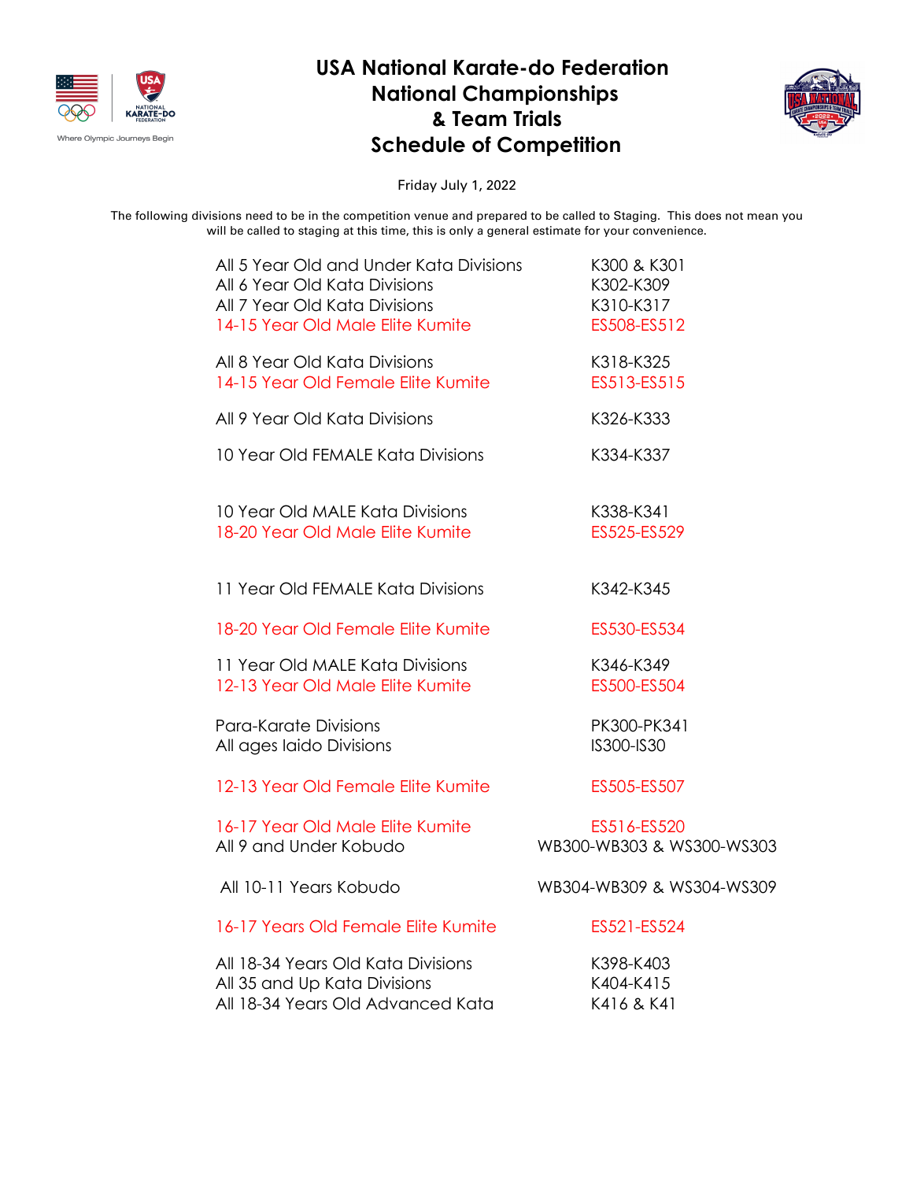# USA National Karate-do Federation
# National Championships
# & Team Trials
# Schedule of Competition

Where Olympic Journeys Begin

Friday July 1, 2022

The following divisions need to be in the competition venue and prepared to be called to Staging. This does not mean you will be called to staging at this time, this is only a general estimate for your convenience.

| Division | Codes |
|---|---|
| All 5 Year Old and Under Kata Divisions | K300 & K301 |
| All 6 Year Old Kata Divisions | K302-K309 |
| All 7 Year Old Kata Divisions | K310-K317 |
| 14-15 Year Old Male Elite Kumite | ES508-ES512 |
| | |
| All 8 Year Old Kata Divisions | K318-K325 |
| 14-15 Year Old Female Elite Kumite | ES513-ES515 |
| | |
| All 9 Year Old Kata Divisions | K326-K333 |
| | |
| 10 Year Old FEMALE Kata Divisions | K334-K337 |
| | |
| 10 Year Old MALE Kata Divisions | K338-K341 |
| 18-20 Year Old Male Elite Kumite | ES525-ES529 |
| | |
| 11 Year Old FEMALE Kata Divisions | K342-K345 |
| | |
| 18-20 Year Old Female Elite Kumite | ES530-ES534 |
| | |
| 11 Year Old MALE Kata Divisions | K346-K349 |
| 12-13 Year Old Male Elite Kumite | ES500-ES504 |
| | |
| Para-Karate Divisions | PK300-PK341 |
| All ages Iaido Divisions | IS300-IS30 |
| | |
| 12-13 Year Old Female Elite Kumite | ES505-ES507 |
| | |
| 16-17 Year Old Male Elite Kumite | ES516-ES520 |
| All 9 and Under Kobudo | WB300-WB303 & WS300-WS303 |
| | |
| All 10-11 Years Kobudo | WB304-WB309 & WS304-WS309 |
| | |
| 16-17 Years Old Female Elite Kumite | ES521-ES524 |
| | |
| All 18-34 Years Old Kata Divisions | K398-K403 |
| All 35 and Up Kata Divisions | K404-K415 |
| All 18-34 Years Old Advanced Kata | K416 & K41 |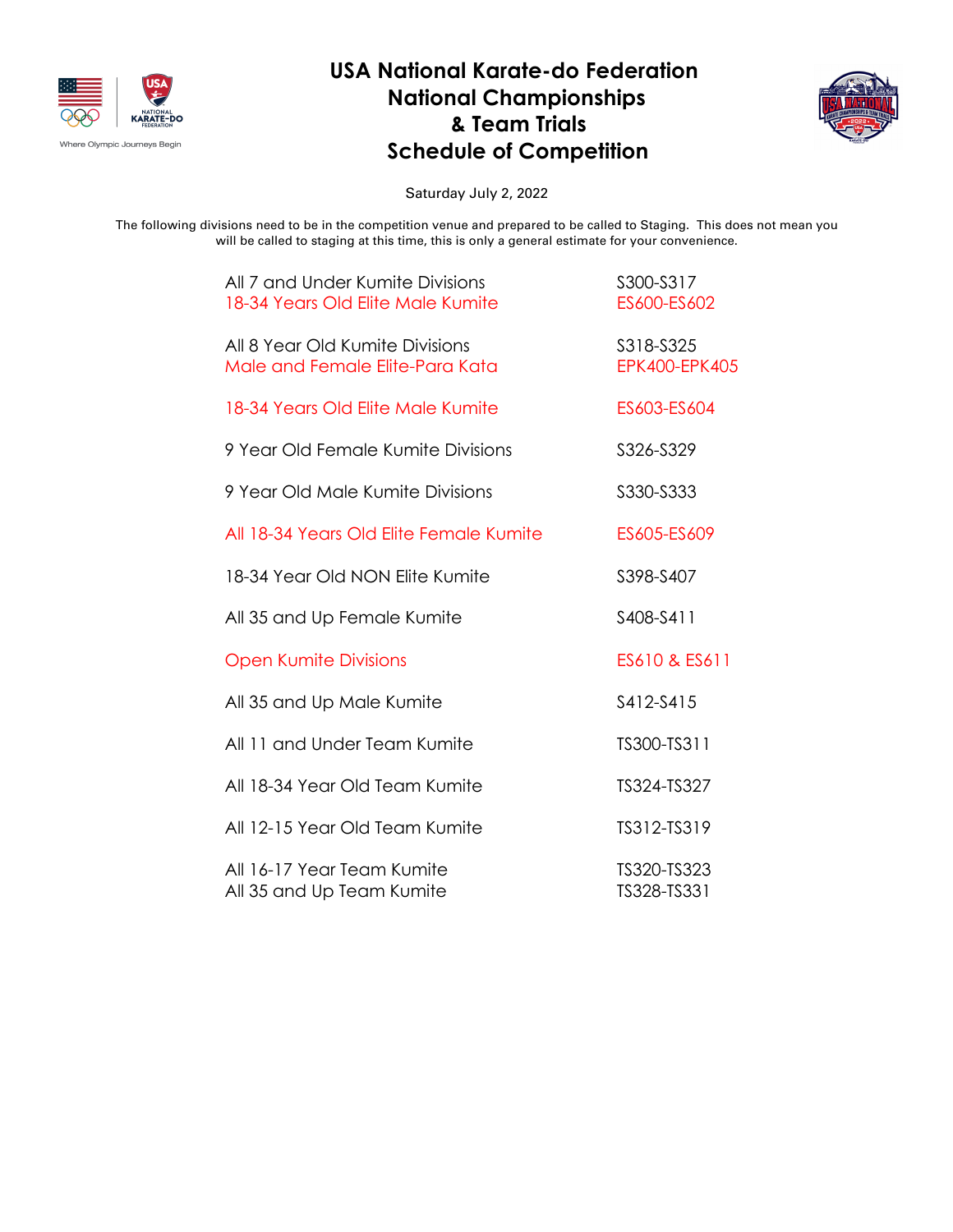# USA National Karate-do Federation
# National Championships
# & Team Trials
# Schedule of Competition

Saturday July 2, 2022

The following divisions need to be in the competition venue and prepared to be called to Staging. This does not mean you will be called to staging at this time, this is only a general estimate for your convenience.

| Division | Codes |
|---|---|
| All 7 and Under Kumite Divisions | S300-S317 |
| 18-34 Years Old Elite Male Kumite | ES600-ES602 |
| All 8 Year Old Kumite Divisions | S318-S325 |
| Male and Female Elite-Para Kata | EPK400-EPK405 |
| 18-34 Years Old Elite Male Kumite | ES603-ES604 |
| 9 Year Old Female Kumite Divisions | S326-S329 |
| 9 Year Old Male Kumite Divisions | S330-S333 |
| All 18-34 Years Old Elite Female Kumite | ES605-ES609 |
| 18-34 Year Old NON Elite Kumite | S398-S407 |
| All 35 and Up Female Kumite | S408-S411 |
| Open Kumite Divisions | ES610 & ES611 |
| All 35 and Up Male Kumite | S412-S415 |
| All 11 and Under Team Kumite | TS300-TS311 |
| All 18-34 Year Old Team Kumite | TS324-TS327 |
| All 12-15 Year Old Team Kumite | TS312-TS319 |
| All 16-17 Year Team Kumite | TS320-TS323 |
| All 35 and Up Team Kumite | TS328-TS331 |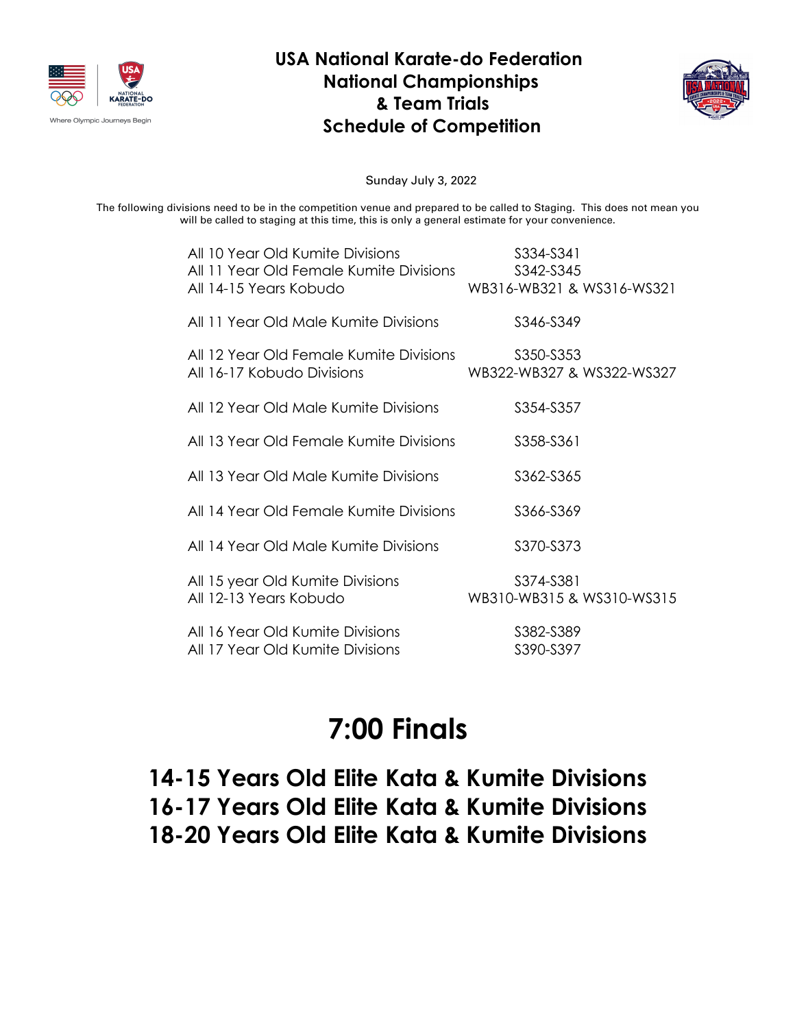# USA National Karate-do Federation
# National Championships
# & Team Trials
# Schedule of Competition

Sunday July 3, 2022

The following divisions need to be in the competition venue and prepared to be called to Staging. This does not mean you will be called to staging at this time, this is only a general estimate for your convenience.

| | |
|---|---|
| All 10 Year Old Kumite Divisions | S334-S341 |
| All 11 Year Old Female Kumite Divisions | S342-S345 |
| All 14-15 Years Kobudo | WB316-WB321 & WS316-WS321 |
| All 11 Year Old Male Kumite Divisions | S346-S349 |
| All 12 Year Old Female Kumite Divisions | S350-S353 |
| All 16-17 Kobudo Divisions | WB322-WB327 & WS322-WS327 |
| All 12 Year Old Male Kumite Divisions | S354-S357 |
| All 13 Year Old Female Kumite Divisions | S358-S361 |
| All 13 Year Old Male Kumite Divisions | S362-S365 |
| All 14 Year Old Female Kumite Divisions | S366-S369 |
| All 14 Year Old Male Kumite Divisions | S370-S373 |
| All 15 year Old Kumite Divisions | S374-S381 |
| All 12-13 Years Kobudo | WB310-WB315 & WS310-WS315 |
| All 16 Year Old Kumite Divisions | S382-S389 |
| All 17 Year Old Kumite Divisions | S390-S397 |

# 7:00 Finals

## 14-15 Years Old Elite Kata & Kumite Divisions
## 16-17 Years Old Elite Kata & Kumite Divisions
## 18-20 Years Old Elite Kata & Kumite Divisions